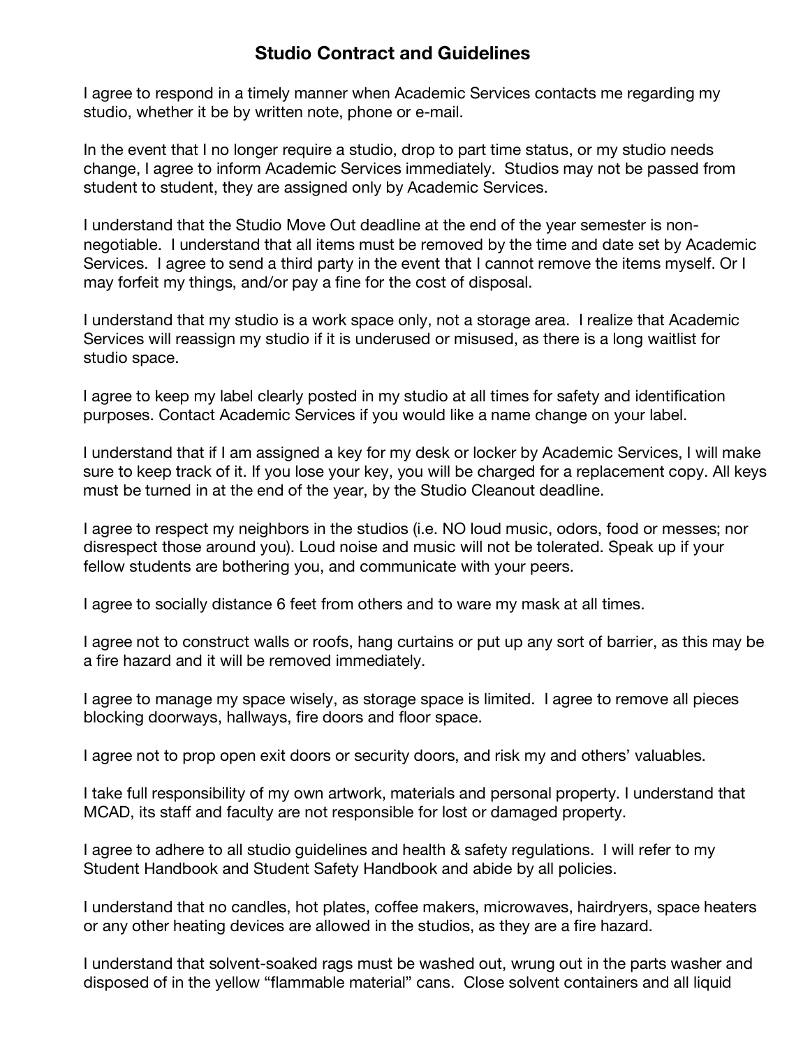# Studio Contract and Guidelines

I agree to respond in a timely manner when Academic Services contacts me regarding my studio, whether it be by written note, phone or e-mail.

In the event that I no longer require a studio, drop to part time status, or my studio needs change, I agree to inform Academic Services immediately. Studios may not be passed from student to student, they are assigned only by Academic Services.

I understand that the Studio Move Out deadline at the end of the year semester is non-negotiable. I understand that all items must be removed by the time and date set by Academic Services. I agree to send a third party in the event that I cannot remove the items myself. Or I may forfeit my things, and/or pay a fine for the cost of disposal.

I understand that my studio is a work space only, not a storage area. I realize that Academic Services will reassign my studio if it is underused or misused, as there is a long waitlist for studio space.

I agree to keep my label clearly posted in my studio at all times for safety and identification purposes. Contact Academic Services if you would like a name change on your label.

I understand that if I am assigned a key for my desk or locker by Academic Services, I will make sure to keep track of it. If you lose your key, you will be charged for a replacement copy. All keys must be turned in at the end of the year, by the Studio Cleanout deadline.

I agree to respect my neighbors in the studios (i.e. NO loud music, odors, food or messes; nor disrespect those around you). Loud noise and music will not be tolerated. Speak up if your fellow students are bothering you, and communicate with your peers.

I agree to socially distance 6 feet from others and to ware my mask at all times.

I agree not to construct walls or roofs, hang curtains or put up any sort of barrier, as this may be a fire hazard and it will be removed immediately.

I agree to manage my space wisely, as storage space is limited. I agree to remove all pieces blocking doorways, hallways, fire doors and floor space.

I agree not to prop open exit doors or security doors, and risk my and others' valuables.

I take full responsibility of my own artwork, materials and personal property. I understand that MCAD, its staff and faculty are not responsible for lost or damaged property.

I agree to adhere to all studio guidelines and health & safety regulations. I will refer to my Student Handbook and Student Safety Handbook and abide by all policies.

I understand that no candles, hot plates, coffee makers, microwaves, hairdryers, space heaters or any other heating devices are allowed in the studios, as they are a fire hazard.

I understand that solvent-soaked rags must be washed out, wrung out in the parts washer and disposed of in the yellow "flammable material" cans. Close solvent containers and all liquid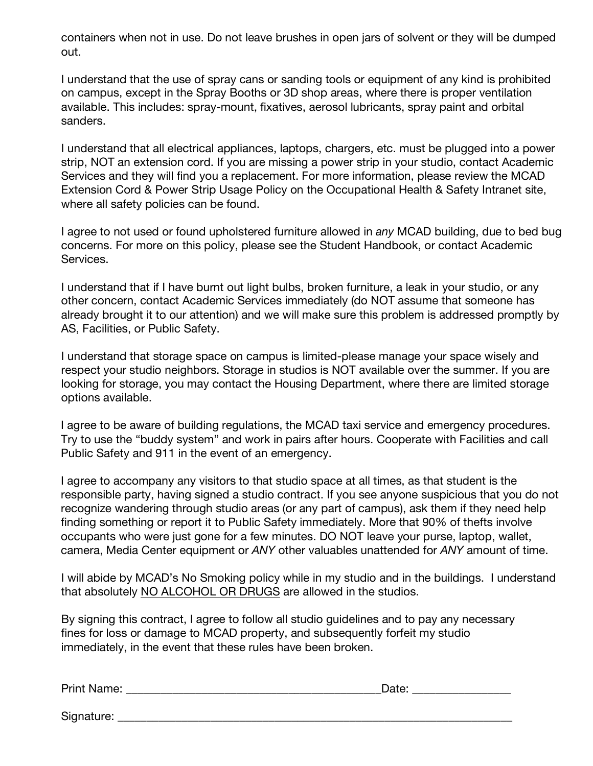containers when not in use. Do not leave brushes in open jars of solvent or they will be dumped out.

I understand that the use of spray cans or sanding tools or equipment of any kind is prohibited on campus, except in the Spray Booths or 3D shop areas, where there is proper ventilation available. This includes: spray-mount, fixatives, aerosol lubricants, spray paint and orbital sanders.

I understand that all electrical appliances, laptops, chargers, etc. must be plugged into a power strip, NOT an extension cord. If you are missing a power strip in your studio, contact Academic Services and they will find you a replacement. For more information, please review the MCAD Extension Cord & Power Strip Usage Policy on the Occupational Health & Safety Intranet site, where all safety policies can be found.

I agree to not used or found upholstered furniture allowed in *any* MCAD building, due to bed bug concerns. For more on this policy, please see the Student Handbook, or contact Academic Services.

I understand that if I have burnt out light bulbs, broken furniture, a leak in your studio, or any other concern, contact Academic Services immediately (do NOT assume that someone has already brought it to our attention) and we will make sure this problem is addressed promptly by AS, Facilities, or Public Safety.

I understand that storage space on campus is limited-please manage your space wisely and respect your studio neighbors. Storage in studios is NOT available over the summer. If you are looking for storage, you may contact the Housing Department, where there are limited storage options available.

I agree to be aware of building regulations, the MCAD taxi service and emergency procedures. Try to use the "buddy system" and work in pairs after hours. Cooperate with Facilities and call Public Safety and 911 in the event of an emergency.

I agree to accompany any visitors to that studio space at all times, as that student is the responsible party, having signed a studio contract. If you see anyone suspicious that you do not recognize wandering through studio areas (or any part of campus), ask them if they need help finding something or report it to Public Safety immediately. More that 90% of thefts involve occupants who were just gone for a few minutes. DO NOT leave your purse, laptop, wallet, camera, Media Center equipment or *ANY* other valuables unattended for *ANY* amount of time.

I will abide by MCAD's No Smoking policy while in my studio and in the buildings. I understand that absolutely <u>NO ALCOHOL OR DRUGS</u> are allowed in the studios.

By signing this contract, I agree to follow all studio guidelines and to pay any necessary fines for loss or damage to MCAD property, and subsequently forfeit my studio immediately, in the event that these rules have been broken.

Print Name: ________________________________________Date: ______________

Signature: ___________________________________________________________